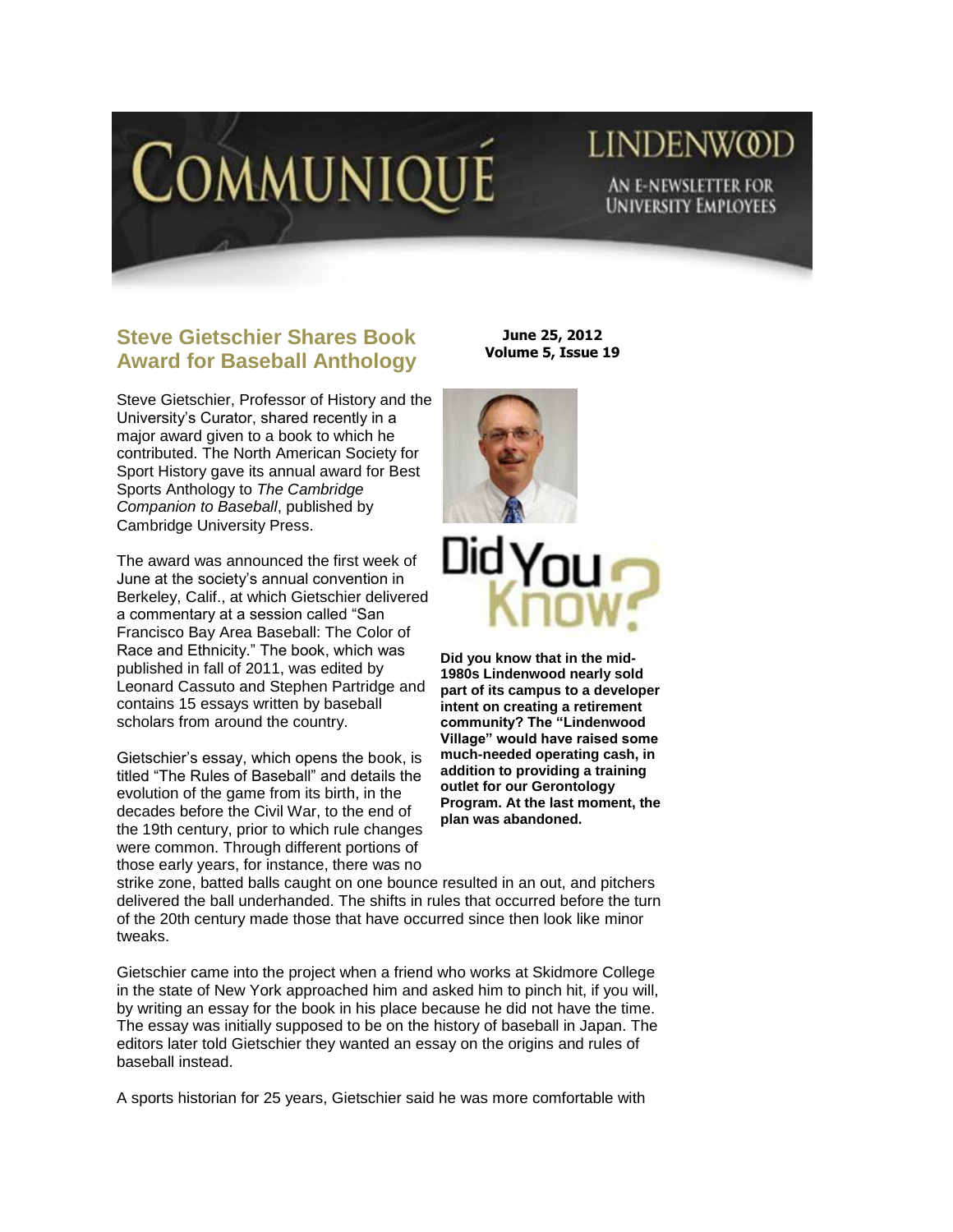# COMMUNIQUÉ

LINDENWOOD

AN E-NEWSLETTER FOR UNIVERSITY EMPLOYEES

**June 25, 2012**
**Volume 5, Issue 19**

## Steve Gietschier Shares Book Award for Baseball Anthology

Steve Gietschier, Professor of History and the University's Curator, shared recently in a major award given to a book to which he contributed. The North American Society for Sport History gave its annual award for Best Sports Anthology to *The Cambridge Companion to Baseball*, published by Cambridge University Press.

The award was announced the first week of June at the society's annual convention in Berkeley, Calif., at which Gietschier delivered a commentary at a session called "San Francisco Bay Area Baseball: The Color of Race and Ethnicity." The book, which was published in fall of 2011, was edited by Leonard Cassuto and Stephen Partridge and contains 15 essays written by baseball scholars from around the country.

Gietschier's essay, which opens the book, is titled "The Rules of Baseball" and details the evolution of the game from its birth, in the decades before the Civil War, to the end of the 19th century, prior to which rule changes were common. Through different portions of those early years, for instance, there was no strike zone, batted balls caught on one bounce resulted in an out, and pitchers delivered the ball underhanded. The shifts in rules that occurred before the turn of the 20th century made those that have occurred since then look like minor tweaks.

Gietschier came into the project when a friend who works at Skidmore College in the state of New York approached him and asked him to pinch hit, if you will, by writing an essay for the book in his place because he did not have the time. The essay was initially supposed to be on the history of baseball in Japan. The editors later told Gietschier they wanted an essay on the origins and rules of baseball instead.

A sports historian for 25 years, Gietschier said he was more comfortable with

## Did You Know?

**Did you know that in the mid-1980s Lindenwood nearly sold part of its campus to a developer intent on creating a retirement community? The "Lindenwood Village" would have raised some much-needed operating cash, in addition to providing a training outlet for our Gerontology Program. At the last moment, the plan was abandoned.**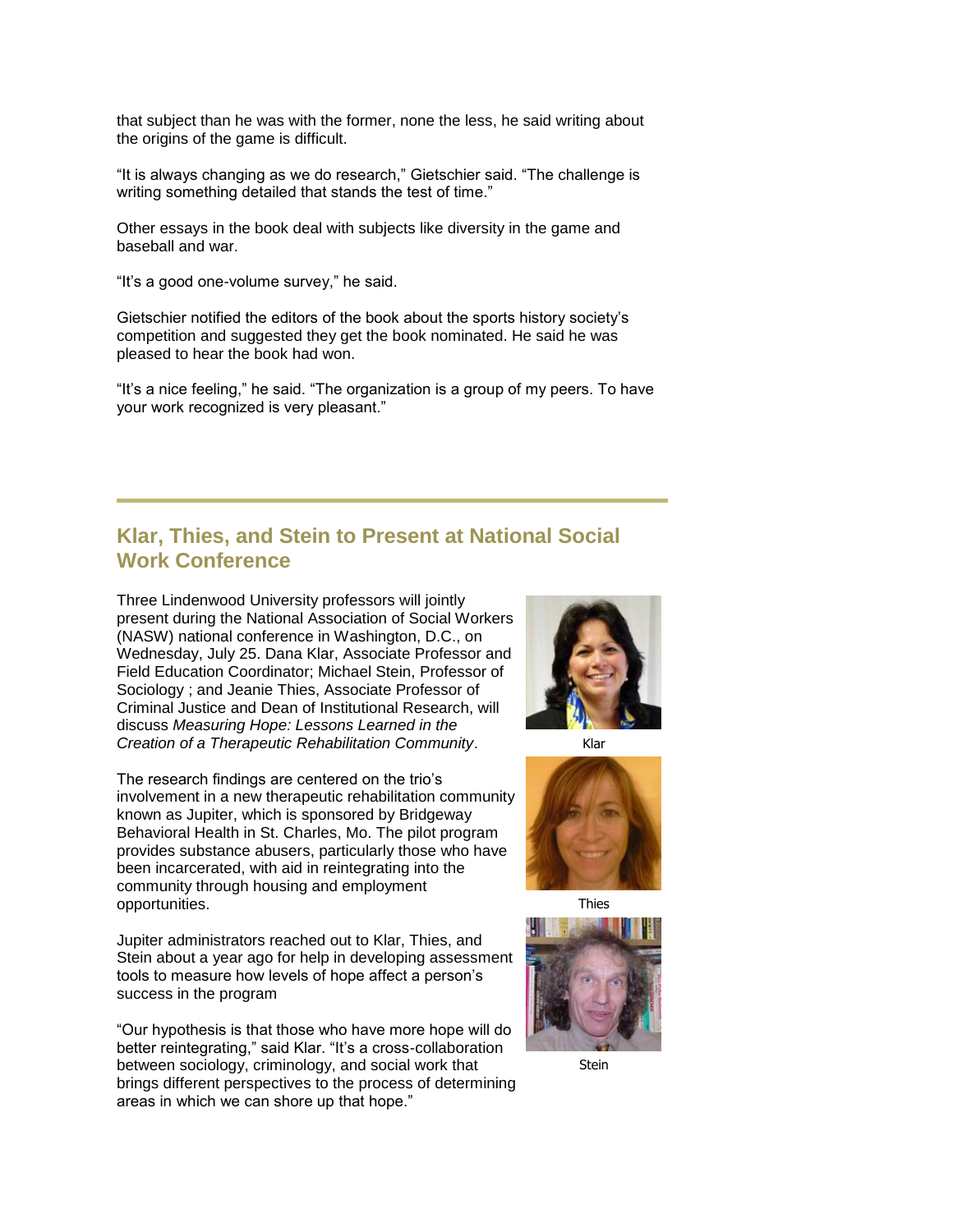that subject than he was with the former, none the less, he said writing about the origins of the game is difficult.

"It is always changing as we do research," Gietschier said. "The challenge is writing something detailed that stands the test of time."

Other essays in the book deal with subjects like diversity in the game and baseball and war.

"It's a good one-volume survey," he said.

Gietschier notified the editors of the book about the sports history society's competition and suggested they get the book nominated. He said he was pleased to hear the book had won.

"It's a nice feeling," he said. "The organization is a group of my peers. To have your work recognized is very pleasant."

## Klar, Thies, and Stein to Present at National Social Work Conference

Three Lindenwood University professors will jointly present during the National Association of Social Workers (NASW) national conference in Washington, D.C., on Wednesday, July 25. Dana Klar, Associate Professor and Field Education Coordinator; Michael Stein, Professor of Sociology ; and Jeanie Thies, Associate Professor of Criminal Justice and Dean of Institutional Research, will discuss *Measuring Hope: Lessons Learned in the Creation of a Therapeutic Rehabilitation Community*.

Klar

Thies

Stein

The research findings are centered on the trio's involvement in a new therapeutic rehabilitation community known as Jupiter, which is sponsored by Bridgeway Behavioral Health in St. Charles, Mo. The pilot program provides substance abusers, particularly those who have been incarcerated, with aid in reintegrating into the community through housing and employment opportunities.

Jupiter administrators reached out to Klar, Thies, and Stein about a year ago for help in developing assessment tools to measure how levels of hope affect a person's success in the program

"Our hypothesis is that those who have more hope will do better reintegrating," said Klar. "It's a cross-collaboration between sociology, criminology, and social work that brings different perspectives to the process of determining areas in which we can shore up that hope."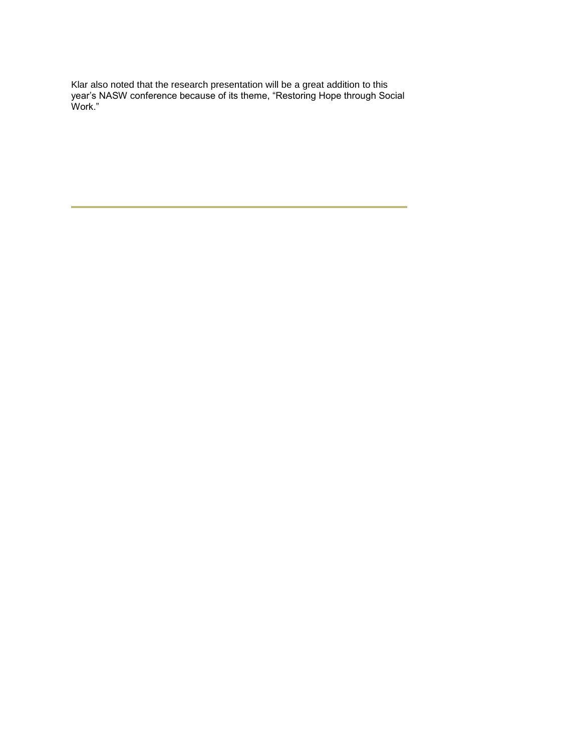Klar also noted that the research presentation will be a great addition to this year's NASW conference because of its theme, "Restoring Hope through Social Work."